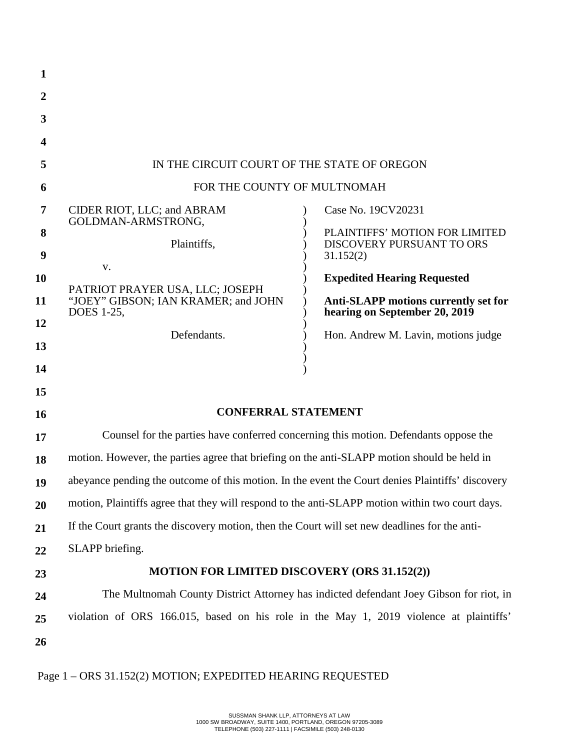IN THE CIRCUIT COURT OF THE STATE OF OREGON

FOR THE COUNTY OF MULTNOMAH

| | | |
|---|---|---|
| CIDER RIOT, LLC; and ABRAM GOLDMAN-ARMSTRONG,<br><br>Plaintiffs,<br><br>v.<br><br>PATRIOT PRAYER USA, LLC; JOSEPH "JOEY" GIBSON; IAN KRAMER; and JOHN DOES 1-25,<br><br>Defendants. | ) | Case No. 19CV20231<br><br>PLAINTIFFS' MOTION FOR LIMITED DISCOVERY PURSUANT TO ORS 31.152(2)<br><br>**Expedited Hearing Requested**<br><br>**Anti-SLAPP motions currently set for hearing on September 20, 2019**<br><br>Hon. Andrew M. Lavin, motions judge |

## CONFERRAL STATEMENT

Counsel for the parties have conferred concerning this motion. Defendants oppose the motion. However, the parties agree that briefing on the anti-SLAPP motion should be held in abeyance pending the outcome of this motion. In the event the Court denies Plaintiffs' discovery motion, Plaintiffs agree that they will respond to the anti-SLAPP motion within two court days. If the Court grants the discovery motion, then the Court will set new deadlines for the anti-SLAPP briefing.

## MOTION FOR LIMITED DISCOVERY (ORS 31.152(2))

The Multnomah County District Attorney has indicted defendant Joey Gibson for riot, in violation of ORS 166.015, based on his role in the May 1, 2019 violence at plaintiffs'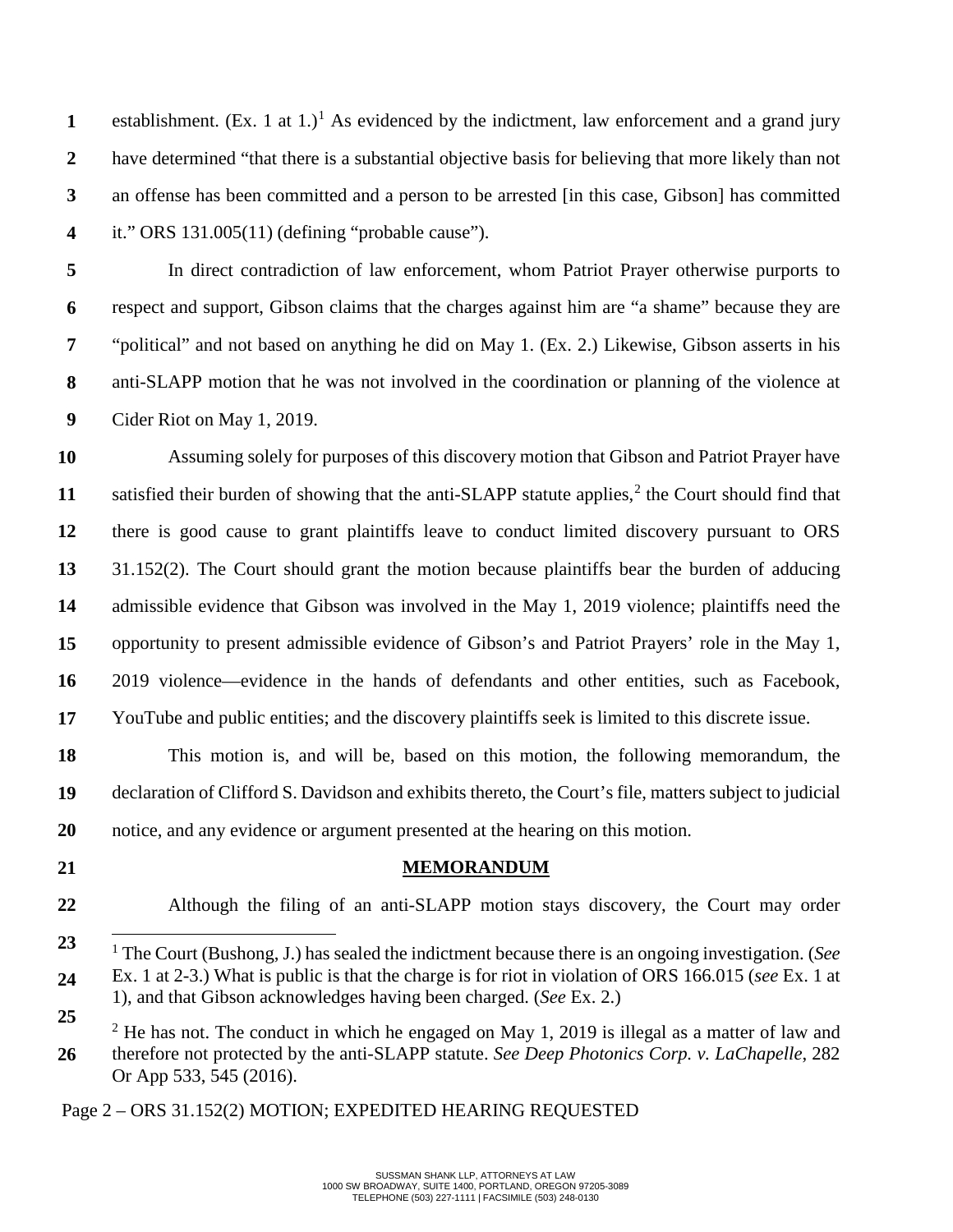establishment. (Ex. 1 at 1.)[1] As evidenced by the indictment, law enforcement and a grand jury have determined "that there is a substantial objective basis for believing that more likely than not an offense has been committed and a person to be arrested [in this case, Gibson] has committed it." ORS 131.005(11) (defining "probable cause").

In direct contradiction of law enforcement, whom Patriot Prayer otherwise purports to respect and support, Gibson claims that the charges against him are "a shame" because they are "political" and not based on anything he did on May 1. (Ex. 2.) Likewise, Gibson asserts in his anti-SLAPP motion that he was not involved in the coordination or planning of the violence at Cider Riot on May 1, 2019.

Assuming solely for purposes of this discovery motion that Gibson and Patriot Prayer have satisfied their burden of showing that the anti-SLAPP statute applies,[2] the Court should find that there is good cause to grant plaintiffs leave to conduct limited discovery pursuant to ORS 31.152(2). The Court should grant the motion because plaintiffs bear the burden of adducing admissible evidence that Gibson was involved in the May 1, 2019 violence; plaintiffs need the opportunity to present admissible evidence of Gibson's and Patriot Prayers' role in the May 1, 2019 violence—evidence in the hands of defendants and other entities, such as Facebook, YouTube and public entities; and the discovery plaintiffs seek is limited to this discrete issue.

This motion is, and will be, based on this motion, the following memorandum, the declaration of Clifford S. Davidson and exhibits thereto, the Court's file, matters subject to judicial notice, and any evidence or argument presented at the hearing on this motion.

## MEMORANDUM

Although the filing of an anti-SLAPP motion stays discovery, the Court may order

---

[1] The Court (Bushong, J.) has sealed the indictment because there is an ongoing investigation. (*See* Ex. 1 at 2-3.) What is public is that the charge is for riot in violation of ORS 166.015 (*see* Ex. 1 at 1), and that Gibson acknowledges having been charged. (*See* Ex. 2.)

[2] He has not. The conduct in which he engaged on May 1, 2019 is illegal as a matter of law and therefore not protected by the anti-SLAPP statute. *See Deep Photonics Corp. v. LaChapelle*, 282 Or App 533, 545 (2016).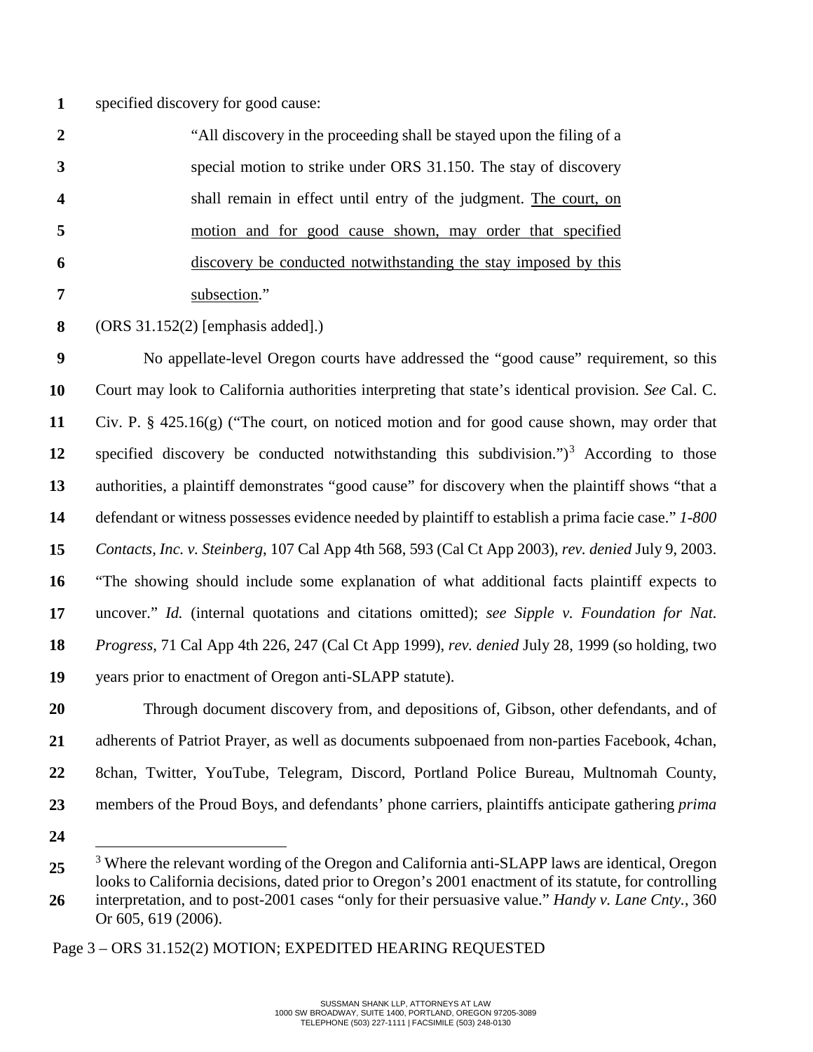specified discovery for good cause:

> "All discovery in the proceeding shall be stayed upon the filing of a special motion to strike under ORS 31.150. The stay of discovery shall remain in effect until entry of the judgment. <u>The court, on motion and for good cause shown, may order that specified discovery be conducted notwithstanding the stay imposed by this subsection</u>."

(ORS 31.152(2) [emphasis added].)

No appellate-level Oregon courts have addressed the "good cause" requirement, so this Court may look to California authorities interpreting that state's identical provision. *See* Cal. C. Civ. P. § 425.16(g) ("The court, on noticed motion and for good cause shown, may order that specified discovery be conducted notwithstanding this subdivision.")[3] According to those authorities, a plaintiff demonstrates "good cause" for discovery when the plaintiff shows "that a defendant or witness possesses evidence needed by plaintiff to establish a prima facie case." *1-800 Contacts, Inc. v. Steinberg*, 107 Cal App 4th 568, 593 (Cal Ct App 2003), *rev. denied* July 9, 2003. "The showing should include some explanation of what additional facts plaintiff expects to uncover." *Id.* (internal quotations and citations omitted); *see Sipple v. Foundation for Nat. Progress*, 71 Cal App 4th 226, 247 (Cal Ct App 1999), *rev. denied* July 28, 1999 (so holding, two years prior to enactment of Oregon anti-SLAPP statute).

Through document discovery from, and depositions of, Gibson, other defendants, and of adherents of Patriot Prayer, as well as documents subpoenaed from non-parties Facebook, 4chan, 8chan, Twitter, YouTube, Telegram, Discord, Portland Police Bureau, Multnomah County, members of the Proud Boys, and defendants' phone carriers, plaintiffs anticipate gathering *prima*

---

[3] Where the relevant wording of the Oregon and California anti-SLAPP laws are identical, Oregon looks to California decisions, dated prior to Oregon's 2001 enactment of its statute, for controlling interpretation, and to post-2001 cases "only for their persuasive value." *Handy v. Lane Cnty.*, 360 Or 605, 619 (2006).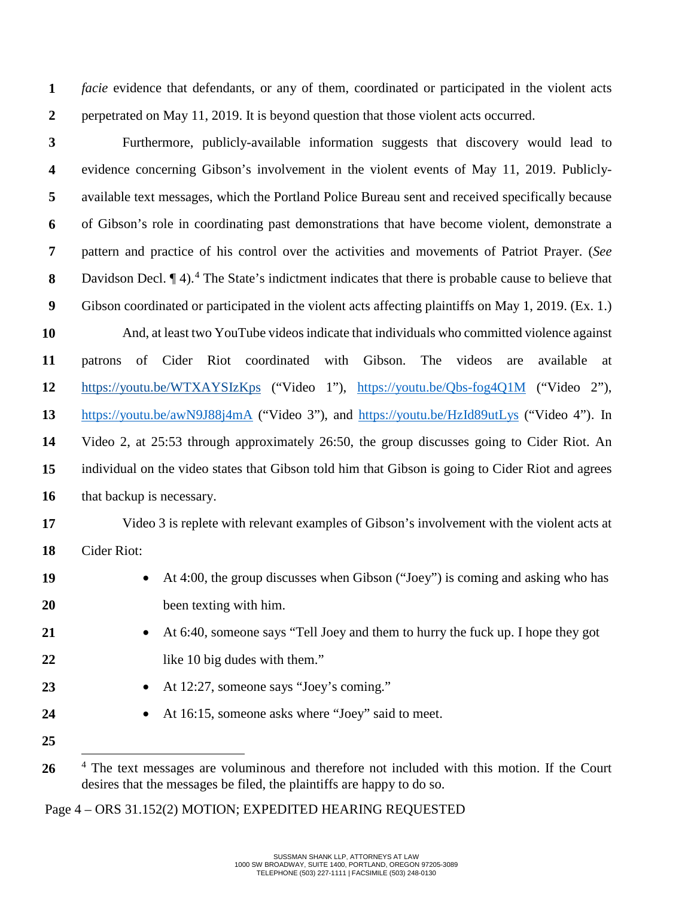*facie* evidence that defendants, or any of them, coordinated or participated in the violent acts perpetrated on May 11, 2019. It is beyond question that those violent acts occurred.

Furthermore, publicly-available information suggests that discovery would lead to evidence concerning Gibson's involvement in the violent events of May 11, 2019. Publicly-available text messages, which the Portland Police Bureau sent and received specifically because of Gibson's role in coordinating past demonstrations that have become violent, demonstrate a pattern and practice of his control over the activities and movements of Patriot Prayer. (*See* Davidson Decl. ¶ 4).[4] The State's indictment indicates that there is probable cause to believe that Gibson coordinated or participated in the violent acts affecting plaintiffs on May 1, 2019. (Ex. 1.)

And, at least two YouTube videos indicate that individuals who committed violence against patrons of Cider Riot coordinated with Gibson. The videos are available at https://youtu.be/WTXAYSIzKps ("Video 1"), https://youtu.be/Qbs-fog4Q1M ("Video 2"), https://youtu.be/awN9J88j4mA ("Video 3"), and https://youtu.be/HzId89utLys ("Video 4"). In Video 2, at 25:53 through approximately 26:50, the group discusses going to Cider Riot. An individual on the video states that Gibson told him that Gibson is going to Cider Riot and agrees that backup is necessary.

Video 3 is replete with relevant examples of Gibson's involvement with the violent acts at Cider Riot:

- At 4:00, the group discusses when Gibson ("Joey") is coming and asking who has been texting with him.
- At 6:40, someone says "Tell Joey and them to hurry the fuck up. I hope they got like 10 big dudes with them."
- At 12:27, someone says "Joey's coming."
- At 16:15, someone asks where "Joey" said to meet.

[4] The text messages are voluminous and therefore not included with this motion. If the Court desires that the messages be filed, the plaintiffs are happy to do so.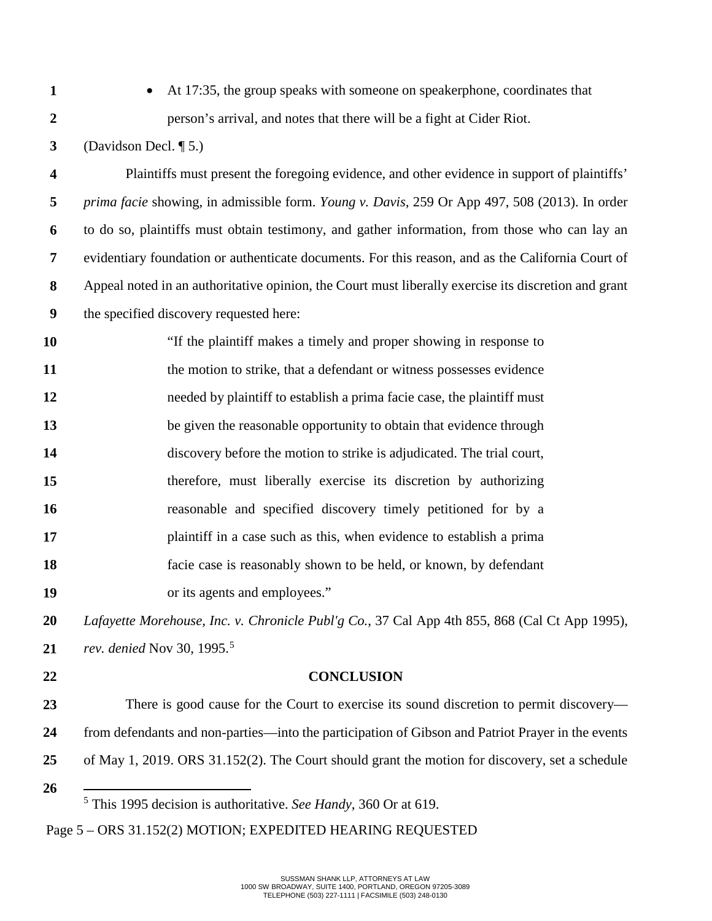- At 17:35, the group speaks with someone on speakerphone, coordinates that person's arrival, and notes that there will be a fight at Cider Riot.

(Davidson Decl. ¶ 5.)

Plaintiffs must present the foregoing evidence, and other evidence in support of plaintiffs' *prima facie* showing, in admissible form. *Young v. Davis*, 259 Or App 497, 508 (2013). In order to do so, plaintiffs must obtain testimony, and gather information, from those who can lay an evidentiary foundation or authenticate documents. For this reason, and as the California Court of Appeal noted in an authoritative opinion, the Court must liberally exercise its discretion and grant the specified discovery requested here:

> "If the plaintiff makes a timely and proper showing in response to the motion to strike, that a defendant or witness possesses evidence needed by plaintiff to establish a prima facie case, the plaintiff must be given the reasonable opportunity to obtain that evidence through discovery before the motion to strike is adjudicated. The trial court, therefore, must liberally exercise its discretion by authorizing reasonable and specified discovery timely petitioned for by a plaintiff in a case such as this, when evidence to establish a prima facie case is reasonably shown to be held, or known, by defendant or its agents and employees."

*Lafayette Morehouse, Inc. v. Chronicle Publ'g Co.*, 37 Cal App 4th 855, 868 (Cal Ct App 1995), *rev. denied* Nov 30, 1995.[5]

## CONCLUSION

There is good cause for the Court to exercise its sound discretion to permit discovery—from defendants and non-parties—into the participation of Gibson and Patriot Prayer in the events of May 1, 2019. ORS 31.152(2). The Court should grant the motion for discovery, set a schedule

[5] This 1995 decision is authoritative. *See Handy*, 360 Or at 619.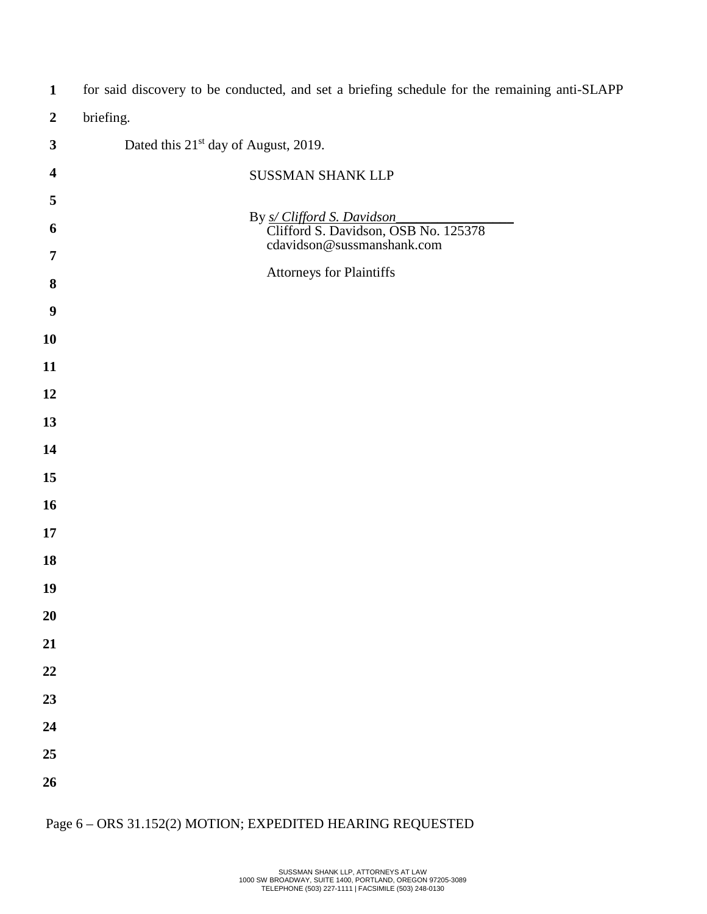for said discovery to be conducted, and set a briefing schedule for the remaining anti-SLAPP briefing.

Dated this 21st day of August, 2019.

SUSSMAN SHANK LLP

By *s/ Clifford S. Davidson*
Clifford S. Davidson, OSB No. 125378
cdavidson@sussmanshank.com

Attorneys for Plaintiffs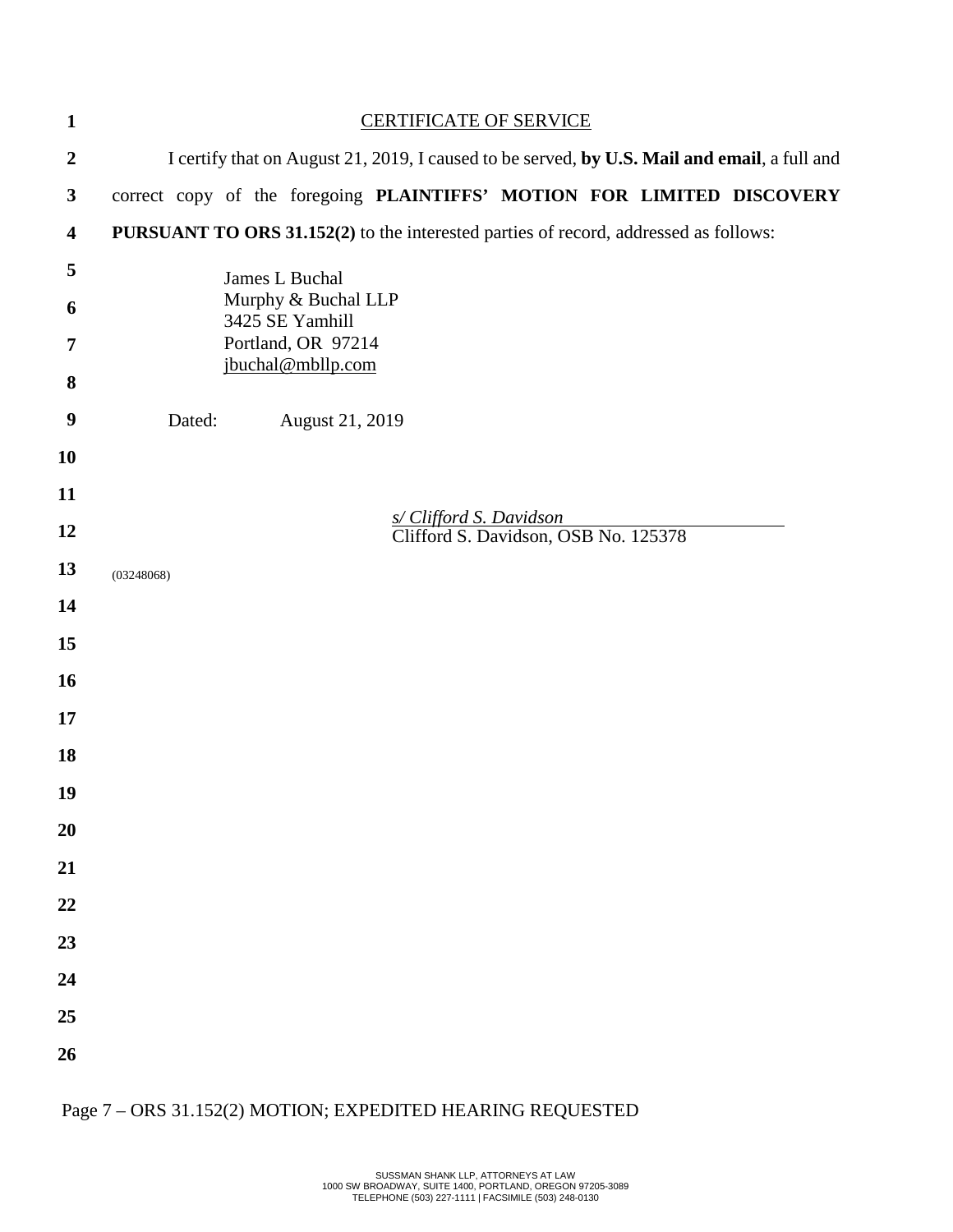# CERTIFICATE OF SERVICE

I certify that on August 21, 2019, I caused to be served, **by U.S. Mail and email**, a full and correct copy of the foregoing **PLAINTIFFS' MOTION FOR LIMITED DISCOVERY PURSUANT TO ORS 31.152(2)** to the interested parties of record, addressed as follows:

James L Buchal
Murphy & Buchal LLP
3425 SE Yamhill
Portland, OR 97214
jbuchal@mbllp.com

Dated: August 21, 2019

*s/ Clifford S. Davidson*
Clifford S. Davidson, OSB No. 125378

(03248068)

Page 7 – ORS 31.152(2) MOTION; EXPEDITED HEARING REQUESTED

SUSSMAN SHANK LLP, ATTORNEYS AT LAW
1000 SW BROADWAY, SUITE 1400, PORTLAND, OREGON 97205-3089
TELEPHONE (503) 227-1111 | FACSIMILE (503) 248-0130